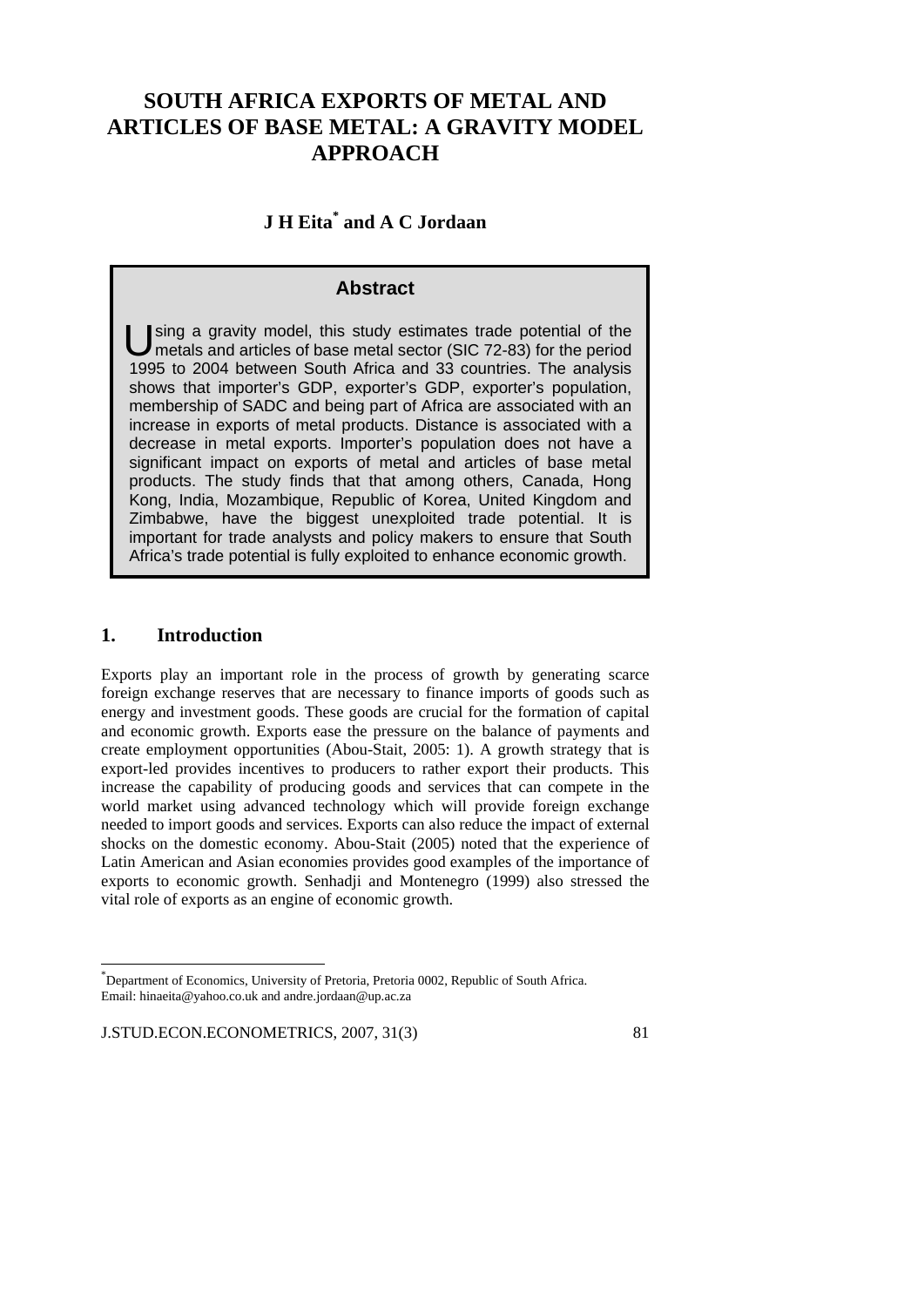# SOUTH AFRICA EXPORTS OF METAL AND ARTICLES OF BASE METAL: A GRAVITY MODEL APPROACH

**J H Eita[*] and A C Jordaan**

## Abstract

Using a gravity model, this study estimates trade potential of the metals and articles of base metal sector (SIC 72-83) for the period 1995 to 2004 between South Africa and 33 countries. The analysis shows that importer's GDP, exporter's GDP, exporter's population, membership of SADC and being part of Africa are associated with an increase in exports of metal products. Distance is associated with a decrease in metal exports. Importer's population does not have a significant impact on exports of metal and articles of base metal products. The study finds that that among others, Canada, Hong Kong, India, Mozambique, Republic of Korea, United Kingdom and Zimbabwe, have the biggest unexploited trade potential. It is important for trade analysts and policy makers to ensure that South Africa's trade potential is fully exploited to enhance economic growth.

## 1. Introduction

Exports play an important role in the process of growth by generating scarce foreign exchange reserves that are necessary to finance imports of goods such as energy and investment goods. These goods are crucial for the formation of capital and economic growth. Exports ease the pressure on the balance of payments and create employment opportunities (Abou-Stait, 2005: 1). A growth strategy that is export-led provides incentives to producers to rather export their products. This increase the capability of producing goods and services that can compete in the world market using advanced technology which will provide foreign exchange needed to import goods and services. Exports can also reduce the impact of external shocks on the domestic economy. Abou-Stait (2005) noted that the experience of Latin American and Asian economies provides good examples of the importance of exports to economic growth. Senhadji and Montenegro (1999) also stressed the vital role of exports as an engine of economic growth.

---

[*] Department of Economics, University of Pretoria, Pretoria 0002, Republic of South Africa. Email: hinaeita@yahoo.co.uk and andre.jordaan@up.ac.za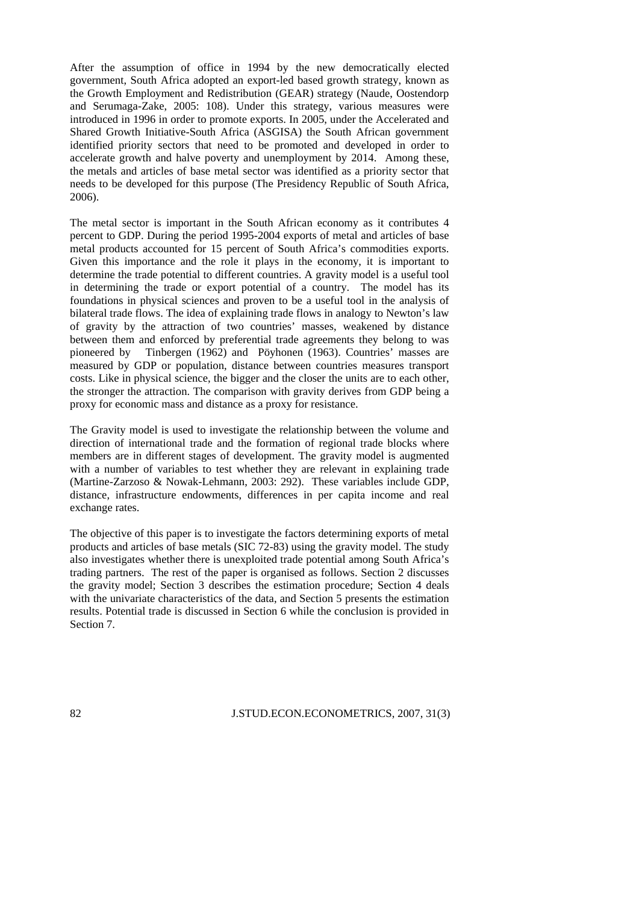After the assumption of office in 1994 by the new democratically elected government, South Africa adopted an export-led based growth strategy, known as the Growth Employment and Redistribution (GEAR) strategy (Naude, Oostendorp and Serumaga-Zake, 2005: 108). Under this strategy, various measures were introduced in 1996 in order to promote exports. In 2005, under the Accelerated and Shared Growth Initiative-South Africa (ASGISA) the South African government identified priority sectors that need to be promoted and developed in order to accelerate growth and halve poverty and unemployment by 2014. Among these, the metals and articles of base metal sector was identified as a priority sector that needs to be developed for this purpose (The Presidency Republic of South Africa, 2006).

The metal sector is important in the South African economy as it contributes 4 percent to GDP. During the period 1995-2004 exports of metal and articles of base metal products accounted for 15 percent of South Africa's commodities exports. Given this importance and the role it plays in the economy, it is important to determine the trade potential to different countries. A gravity model is a useful tool in determining the trade or export potential of a country. The model has its foundations in physical sciences and proven to be a useful tool in the analysis of bilateral trade flows. The idea of explaining trade flows in analogy to Newton's law of gravity by the attraction of two countries' masses, weakened by distance between them and enforced by preferential trade agreements they belong to was pioneered by Tinbergen (1962) and Pöyhonen (1963). Countries' masses are measured by GDP or population, distance between countries measures transport costs. Like in physical science, the bigger and the closer the units are to each other, the stronger the attraction. The comparison with gravity derives from GDP being a proxy for economic mass and distance as a proxy for resistance.

The Gravity model is used to investigate the relationship between the volume and direction of international trade and the formation of regional trade blocks where members are in different stages of development. The gravity model is augmented with a number of variables to test whether they are relevant in explaining trade (Martine-Zarzoso & Nowak-Lehmann, 2003: 292). These variables include GDP, distance, infrastructure endowments, differences in per capita income and real exchange rates.

The objective of this paper is to investigate the factors determining exports of metal products and articles of base metals (SIC 72-83) using the gravity model. The study also investigates whether there is unexploited trade potential among South Africa's trading partners. The rest of the paper is organised as follows. Section 2 discusses the gravity model; Section 3 describes the estimation procedure; Section 4 deals with the univariate characteristics of the data, and Section 5 presents the estimation results. Potential trade is discussed in Section 6 while the conclusion is provided in Section 7.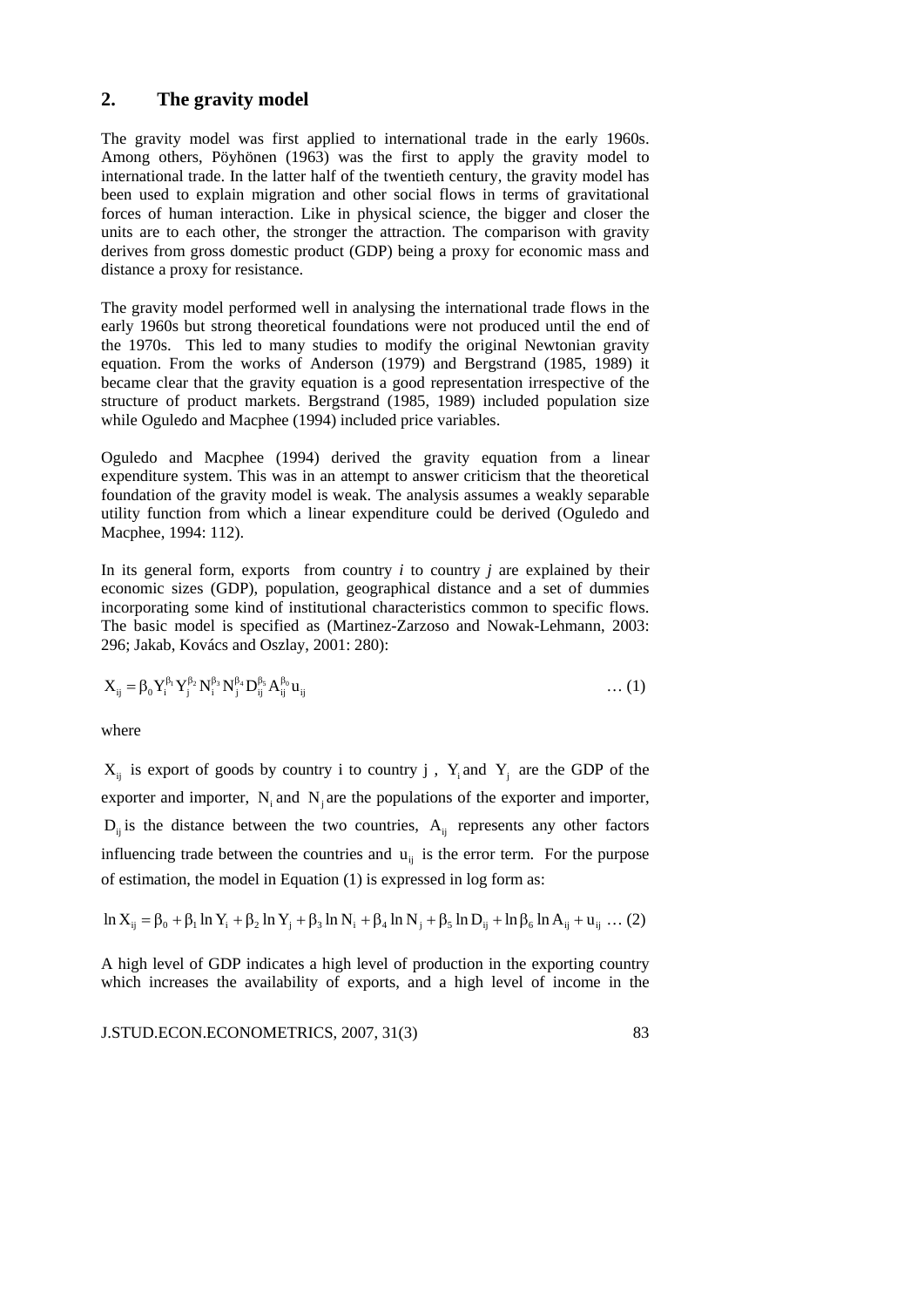## 2. The gravity model

The gravity model was first applied to international trade in the early 1960s. Among others, Pöyhönen (1963) was the first to apply the gravity model to international trade. In the latter half of the twentieth century, the gravity model has been used to explain migration and other social flows in terms of gravitational forces of human interaction. Like in physical science, the bigger and closer the units are to each other, the stronger the attraction. The comparison with gravity derives from gross domestic product (GDP) being a proxy for economic mass and distance a proxy for resistance.

The gravity model performed well in analysing the international trade flows in the early 1960s but strong theoretical foundations were not produced until the end of the 1970s. This led to many studies to modify the original Newtonian gravity equation. From the works of Anderson (1979) and Bergstrand (1985, 1989) it became clear that the gravity equation is a good representation irrespective of the structure of product markets. Bergstrand (1985, 1989) included population size while Oguledo and Macphee (1994) included price variables.

Oguledo and Macphee (1994) derived the gravity equation from a linear expenditure system. This was in an attempt to answer criticism that the theoretical foundation of the gravity model is weak. The analysis assumes a weakly separable utility function from which a linear expenditure could be derived (Oguledo and Macphee, 1994: 112).

In its general form, exports from country *i* to country *j* are explained by their economic sizes (GDP), population, geographical distance and a set of dummies incorporating some kind of institutional characteristics common to specific flows. The basic model is specified as (Martinez-Zarzoso and Nowak-Lehmann, 2003: 296; Jakab, Kovács and Oszlay, 2001: 280):

$$X_{ij} = \beta_0 Y_i^{\beta_1} Y_j^{\beta_2} N_i^{\beta_3} N_j^{\beta_4} D_{ij}^{\beta_5} A_{ij}^{\beta_6} u_{ij} \quad \ldots (1)$$

where

$X_{ij}$ is export of goods by country i to country j , $Y_i$ and $Y_j$ are the GDP of the exporter and importer, $N_i$ and $N_j$ are the populations of the exporter and importer, $D_{ij}$ is the distance between the two countries, $A_{ij}$ represents any other factors influencing trade between the countries and $u_{ij}$ is the error term. For the purpose of estimation, the model in Equation (1) is expressed in log form as:

$$\ln X_{ij} = \beta_0 + \beta_1 \ln Y_i + \beta_2 \ln Y_j + \beta_3 \ln N_i + \beta_4 \ln N_j + \beta_5 \ln D_{ij} + \ln \beta_6 \ln A_{ij} + u_{ij} \quad \ldots (2)$$

A high level of GDP indicates a high level of production in the exporting country which increases the availability of exports, and a high level of income in the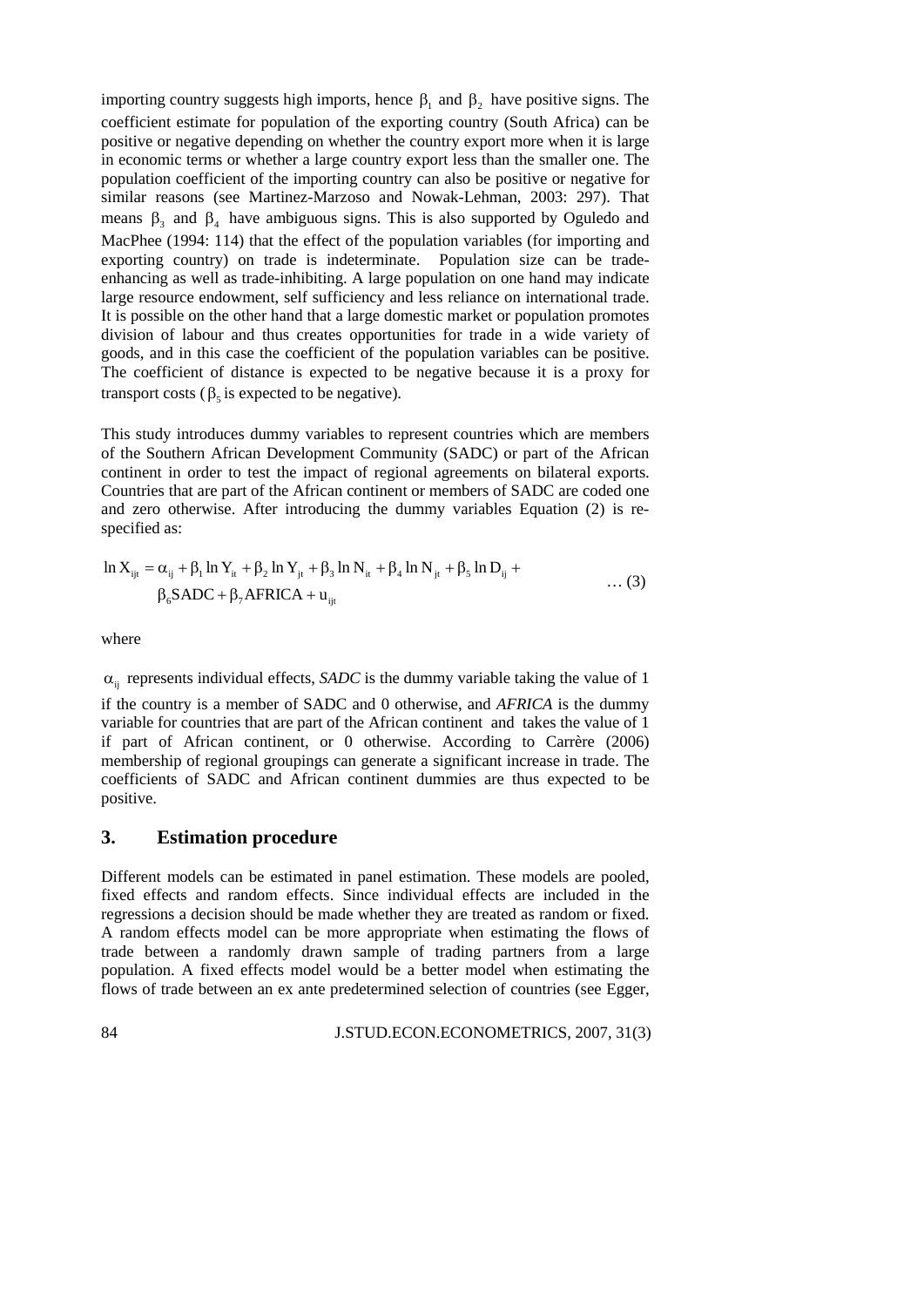importing country suggests high imports, hence $\beta_1$ and $\beta_2$ have positive signs. The coefficient estimate for population of the exporting country (South Africa) can be positive or negative depending on whether the country export more when it is large in economic terms or whether a large country export less than the smaller one. The population coefficient of the importing country can also be positive or negative for similar reasons (see Martinez-Marzoso and Nowak-Lehman, 2003: 297). That means $\beta_3$ and $\beta_4$ have ambiguous signs. This is also supported by Oguledo and MacPhee (1994: 114) that the effect of the population variables (for importing and exporting country) on trade is indeterminate. Population size can be trade-enhancing as well as trade-inhibiting. A large population on one hand may indicate large resource endowment, self sufficiency and less reliance on international trade. It is possible on the other hand that a large domestic market or population promotes division of labour and thus creates opportunities for trade in a wide variety of goods, and in this case the coefficient of the population variables can be positive. The coefficient of distance is expected to be negative because it is a proxy for transport costs ($\beta_5$ is expected to be negative).

This study introduces dummy variables to represent countries which are members of the Southern African Development Community (SADC) or part of the African continent in order to test the impact of regional agreements on bilateral exports. Countries that are part of the African continent or members of SADC are coded one and zero otherwise. After introducing the dummy variables Equation (2) is re-specified as:

$$\ln X_{ijt} = \alpha_{ij} + \beta_1 \ln Y_{it} + \beta_2 \ln Y_{jt} + \beta_3 \ln N_{it} + \beta_4 \ln N_{jt} + \beta_5 \ln D_{ij} + \beta_6 SADC + \beta_7 AFRICA + u_{ijt} \quad \ldots (3)$$

where

$\alpha_{ij}$ represents individual effects, *SADC* is the dummy variable taking the value of 1 if the country is a member of SADC and 0 otherwise, and *AFRICA* is the dummy variable for countries that are part of the African continent and takes the value of 1 if part of African continent, or 0 otherwise. According to Carrère (2006) membership of regional groupings can generate a significant increase in trade. The coefficients of SADC and African continent dummies are thus expected to be positive.

## 3. Estimation procedure

Different models can be estimated in panel estimation. These models are pooled, fixed effects and random effects. Since individual effects are included in the regressions a decision should be made whether they are treated as random or fixed. A random effects model can be more appropriate when estimating the flows of trade between a randomly drawn sample of trading partners from a large population. A fixed effects model would be a better model when estimating the flows of trade between an ex ante predetermined selection of countries (see Egger,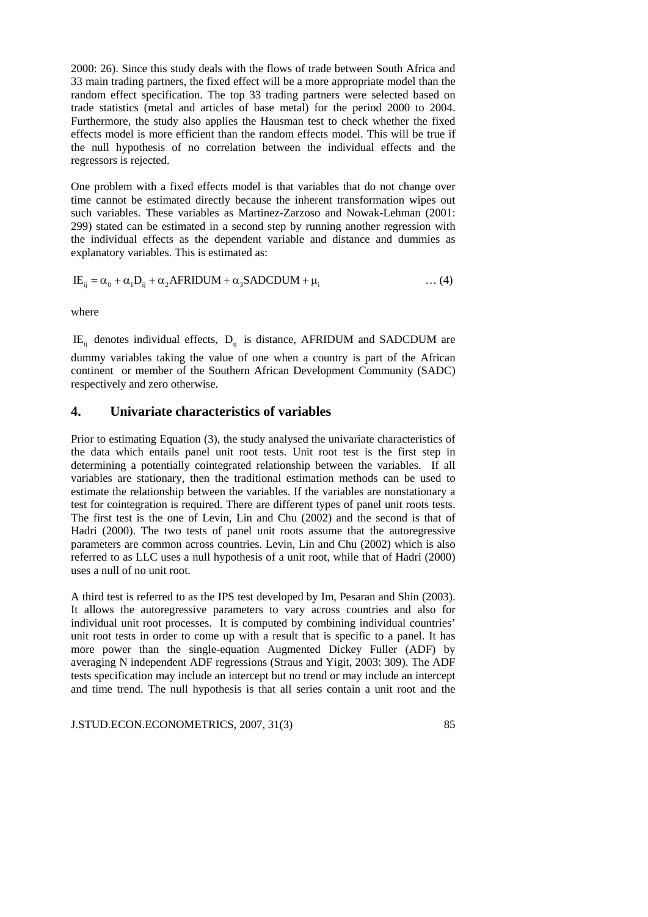2000: 26). Since this study deals with the flows of trade between South Africa and 33 main trading partners, the fixed effect will be a more appropriate model than the random effect specification. The top 33 trading partners were selected based on trade statistics (metal and articles of base metal) for the period 2000 to 2004. Furthermore, the study also applies the Hausman test to check whether the fixed effects model is more efficient than the random effects model. This will be true if the null hypothesis of no correlation between the individual effects and the regressors is rejected.

One problem with a fixed effects model is that variables that do not change over time cannot be estimated directly because the inherent transformation wipes out such variables. These variables as Martinez-Zarzoso and Nowak-Lehman (2001: 299) stated can be estimated in a second step by running another regression with the individual effects as the dependent variable and distance and dummies as explanatory variables. This is estimated as:

$$IE_{ij} = \alpha_0 + \alpha_1 D_{ij} + \alpha_2 AFRIDUM + \alpha_3 SADCDUM + \mu_i \quad \ldots (4)$$

where

$IE_{ij}$ denotes individual effects, $D_{ij}$ is distance, AFRIDUM and SADCDUM are dummy variables taking the value of one when a country is part of the African continent or member of the Southern African Development Community (SADC) respectively and zero otherwise.

## 4. Univariate characteristics of variables

Prior to estimating Equation (3), the study analysed the univariate characteristics of the data which entails panel unit root tests. Unit root test is the first step in determining a potentially cointegrated relationship between the variables. If all variables are stationary, then the traditional estimation methods can be used to estimate the relationship between the variables. If the variables are nonstationary a test for cointegration is required. There are different types of panel unit roots tests. The first test is the one of Levin, Lin and Chu (2002) and the second is that of Hadri (2000). The two tests of panel unit roots assume that the autoregressive parameters are common across countries. Levin, Lin and Chu (2002) which is also referred to as LLC uses a null hypothesis of a unit root, while that of Hadri (2000) uses a null of no unit root.

A third test is referred to as the IPS test developed by Im, Pesaran and Shin (2003). It allows the autoregressive parameters to vary across countries and also for individual unit root processes. It is computed by combining individual countries' unit root tests in order to come up with a result that is specific to a panel. It has more power than the single-equation Augmented Dickey Fuller (ADF) by averaging N independent ADF regressions (Straus and Yigit, 2003: 309). The ADF tests specification may include an intercept but no trend or may include an intercept and time trend. The null hypothesis is that all series contain a unit root and the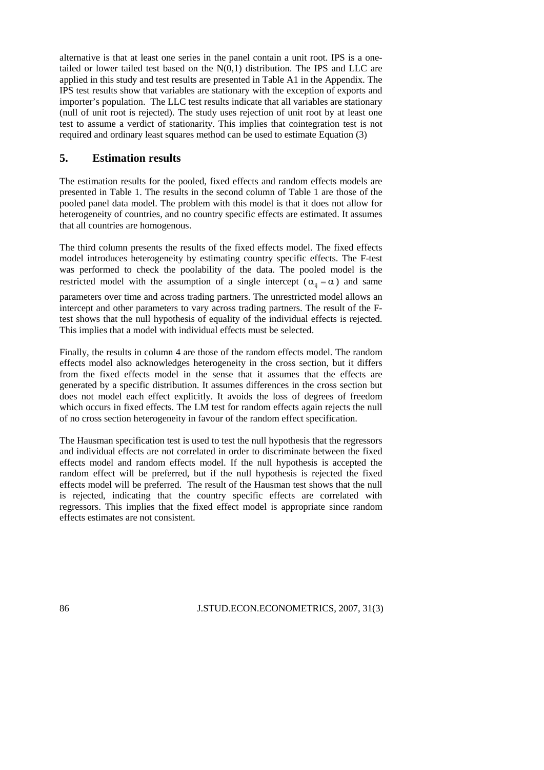alternative is that at least one series in the panel contain a unit root. IPS is a one-tailed or lower tailed test based on the N(0,1) distribution. The IPS and LLC are applied in this study and test results are presented in Table A1 in the Appendix. The IPS test results show that variables are stationary with the exception of exports and importer's population. The LLC test results indicate that all variables are stationary (null of unit root is rejected). The study uses rejection of unit root by at least one test to assume a verdict of stationarity. This implies that cointegration test is not required and ordinary least squares method can be used to estimate Equation (3)

## 5. Estimation results

The estimation results for the pooled, fixed effects and random effects models are presented in Table 1. The results in the second column of Table 1 are those of the pooled panel data model. The problem with this model is that it does not allow for heterogeneity of countries, and no country specific effects are estimated. It assumes that all countries are homogenous.

The third column presents the results of the fixed effects model. The fixed effects model introduces heterogeneity by estimating country specific effects. The F-test was performed to check the poolability of the data. The pooled model is the restricted model with the assumption of a single intercept ($\alpha_{ij} = \alpha$) and same parameters over time and across trading partners. The unrestricted model allows an intercept and other parameters to vary across trading partners. The result of the F-test shows that the null hypothesis of equality of the individual effects is rejected. This implies that a model with individual effects must be selected.

Finally, the results in column 4 are those of the random effects model. The random effects model also acknowledges heterogeneity in the cross section, but it differs from the fixed effects model in the sense that it assumes that the effects are generated by a specific distribution. It assumes differences in the cross section but does not model each effect explicitly. It avoids the loss of degrees of freedom which occurs in fixed effects. The LM test for random effects again rejects the null of no cross section heterogeneity in favour of the random effect specification.

The Hausman specification test is used to test the null hypothesis that the regressors and individual effects are not correlated in order to discriminate between the fixed effects model and random effects model. If the null hypothesis is accepted the random effect will be preferred, but if the null hypothesis is rejected the fixed effects model will be preferred. The result of the Hausman test shows that the null is rejected, indicating that the country specific effects are correlated with regressors. This implies that the fixed effect model is appropriate since random effects estimates are not consistent.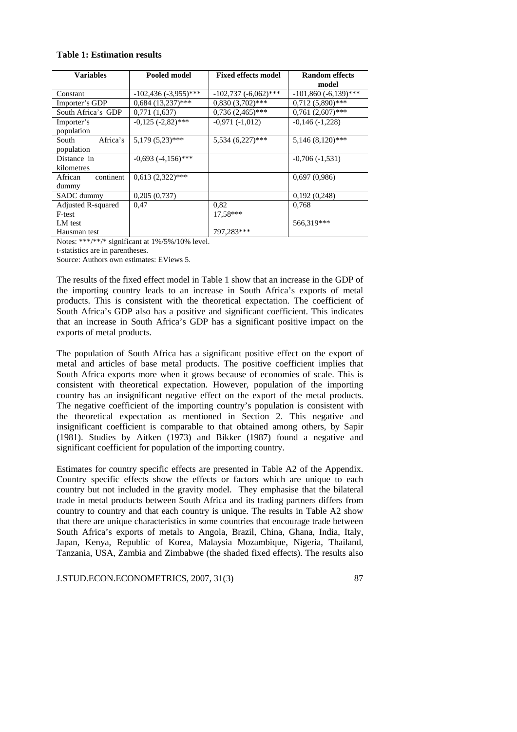**Table 1: Estimation results**

| Variables | Pooled model | Fixed effects model | Random effects model |
|---|---|---|---|
| Constant | -102,436 (-3,955)*** | -102,737 (-6,062)*** | -101,860 (-6,139)*** |
| Importer's GDP | 0,684 (13,237)*** | 0,830 (3,702)*** | 0,712 (5,890)*** |
| South Africa's GDP | 0,771 (1,637) | 0,736 (2,465)*** | 0,761 (2,607)*** |
| Importer's population | -0,125 (-2,82)*** | -0,971 (-1,012) | -0,146 (-1,228) |
| South Africa's population | 5,179 (5,23)*** | 5,534 (6,227)*** | 5,146 (8,120)*** |
| Distance in kilometres | -0,693 (-4,156)*** | | -0,706 (-1,531) |
| African continent dummy | 0,613 (2,322)*** | | 0,697 (0,986) |
| SADC dummy | 0,205 (0,737) | | 0,192 (0,248) |
| Adjusted R-squared | 0,47 | 0,82 | 0,768 |
| F-test | | 17,58*** | |
| LM test | | | 566,319*** |
| Hausman test | | 797,283*** | |

Notes: ***/**/* significant at 1%/5%/10% level.

t-statistics are in parentheses.

Source: Authors own estimates: EViews 5.

The results of the fixed effect model in Table 1 show that an increase in the GDP of the importing country leads to an increase in South Africa's exports of metal products. This is consistent with the theoretical expectation. The coefficient of South Africa's GDP also has a positive and significant coefficient. This indicates that an increase in South Africa's GDP has a significant positive impact on the exports of metal products.

The population of South Africa has a significant positive effect on the export of metal and articles of base metal products. The positive coefficient implies that South Africa exports more when it grows because of economies of scale. This is consistent with theoretical expectation. However, population of the importing country has an insignificant negative effect on the export of the metal products. The negative coefficient of the importing country's population is consistent with the theoretical expectation as mentioned in Section 2. This negative and insignificant coefficient is comparable to that obtained among others, by Sapir (1981). Studies by Aitken (1973) and Bikker (1987) found a negative and significant coefficient for population of the importing country.

Estimates for country specific effects are presented in Table A2 of the Appendix. Country specific effects show the effects or factors which are unique to each country but not included in the gravity model. They emphasise that the bilateral trade in metal products between South Africa and its trading partners differs from country to country and that each country is unique. The results in Table A2 show that there are unique characteristics in some countries that encourage trade between South Africa's exports of metals to Angola, Brazil, China, Ghana, India, Italy, Japan, Kenya, Republic of Korea, Malaysia Mozambique, Nigeria, Thailand, Tanzania, USA, Zambia and Zimbabwe (the shaded fixed effects). The results also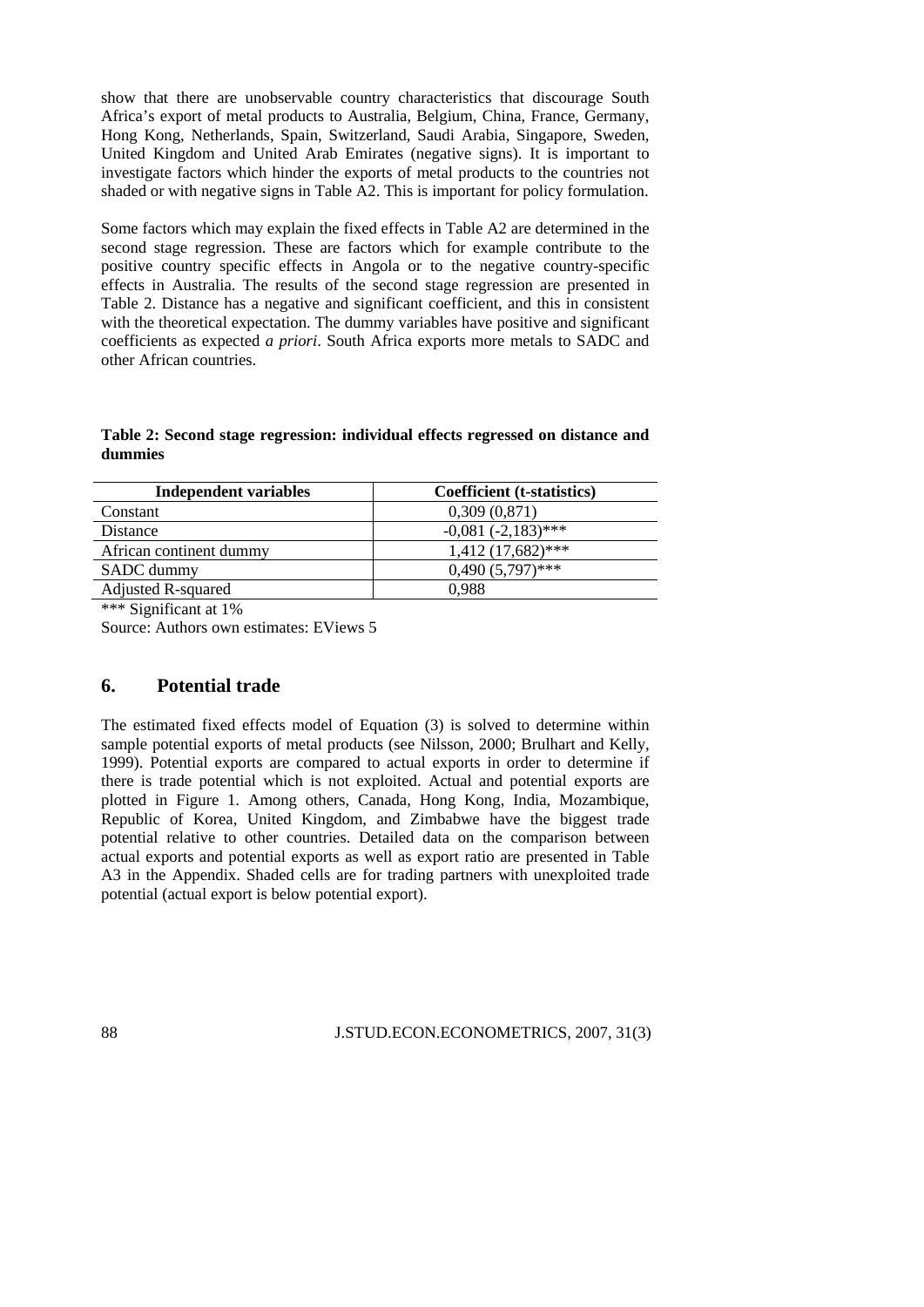show that there are unobservable country characteristics that discourage South Africa's export of metal products to Australia, Belgium, China, France, Germany, Hong Kong, Netherlands, Spain, Switzerland, Saudi Arabia, Singapore, Sweden, United Kingdom and United Arab Emirates (negative signs). It is important to investigate factors which hinder the exports of metal products to the countries not shaded or with negative signs in Table A2. This is important for policy formulation.

Some factors which may explain the fixed effects in Table A2 are determined in the second stage regression. These are factors which for example contribute to the positive country specific effects in Angola or to the negative country-specific effects in Australia. The results of the second stage regression are presented in Table 2. Distance has a negative and significant coefficient, and this in consistent with the theoretical expectation. The dummy variables have positive and significant coefficients as expected *a priori*. South Africa exports more metals to SADC and other African countries.

**Table 2: Second stage regression: individual effects regressed on distance and dummies**

| Independent variables | Coefficient (t-statistics) |
|---|---|
| Constant | 0,309 (0,871) |
| Distance | -0,081 (-2,183)*** |
| African continent dummy | 1,412 (17,682)*** |
| SADC dummy | 0,490 (5,797)*** |
| Adjusted R-squared | 0,988 |

*** Significant at 1%

Source: Authors own estimates: EViews 5

## 6. Potential trade

The estimated fixed effects model of Equation (3) is solved to determine within sample potential exports of metal products (see Nilsson, 2000; Brulhart and Kelly, 1999). Potential exports are compared to actual exports in order to determine if there is trade potential which is not exploited. Actual and potential exports are plotted in Figure 1. Among others, Canada, Hong Kong, India, Mozambique, Republic of Korea, United Kingdom, and Zimbabwe have the biggest trade potential relative to other countries. Detailed data on the comparison between actual exports and potential exports as well as export ratio are presented in Table A3 in the Appendix. Shaded cells are for trading partners with unexploited trade potential (actual export is below potential export).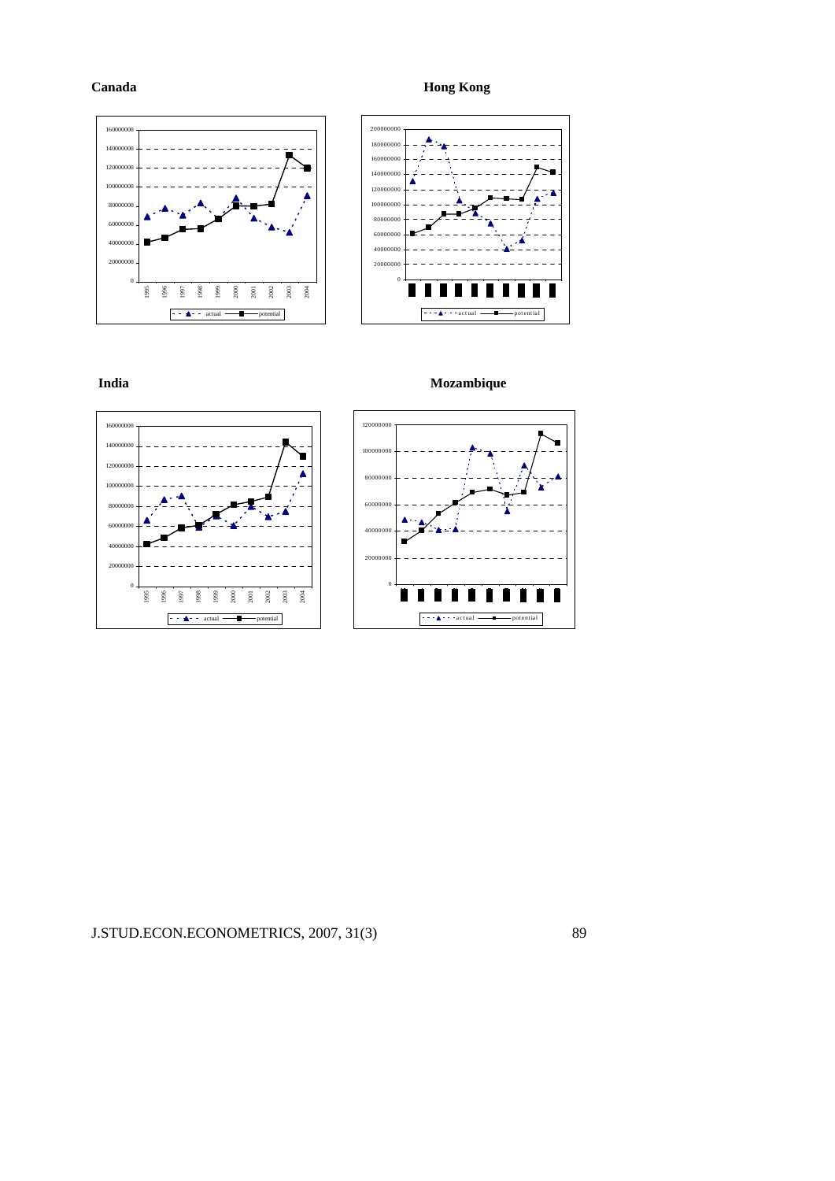**Canada**

**Hong Kong**

**India**

**Mozambique**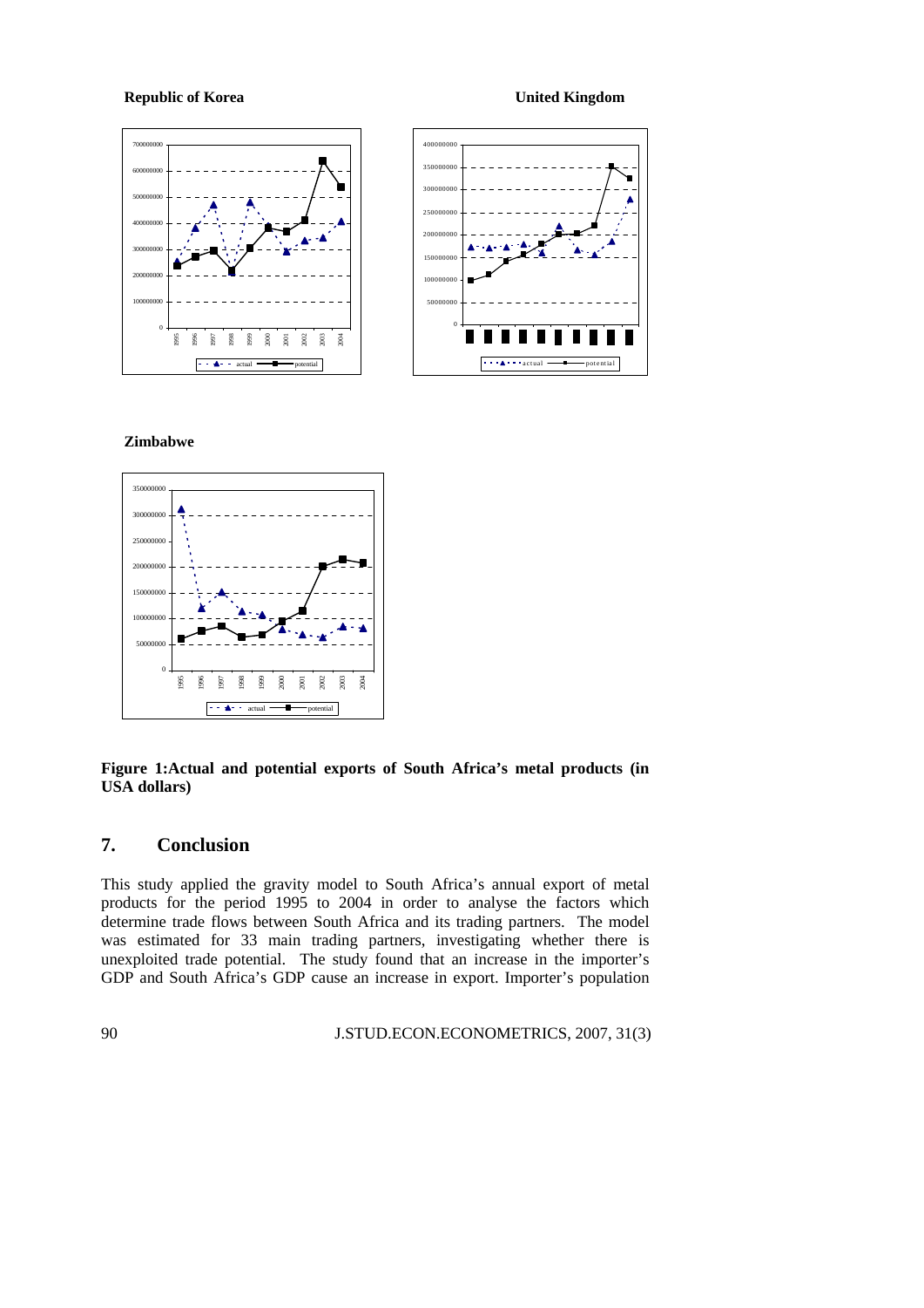**Republic of Korea** **United Kingdom**

**Zimbabwe**

**Figure 1:Actual and potential exports of South Africa's metal products (in USA dollars)**

## 7. Conclusion

This study applied the gravity model to South Africa's annual export of metal products for the period 1995 to 2004 in order to analyse the factors which determine trade flows between South Africa and its trading partners. The model was estimated for 33 main trading partners, investigating whether there is unexploited trade potential. The study found that an increase in the importer's GDP and South Africa's GDP cause an increase in export. Importer's population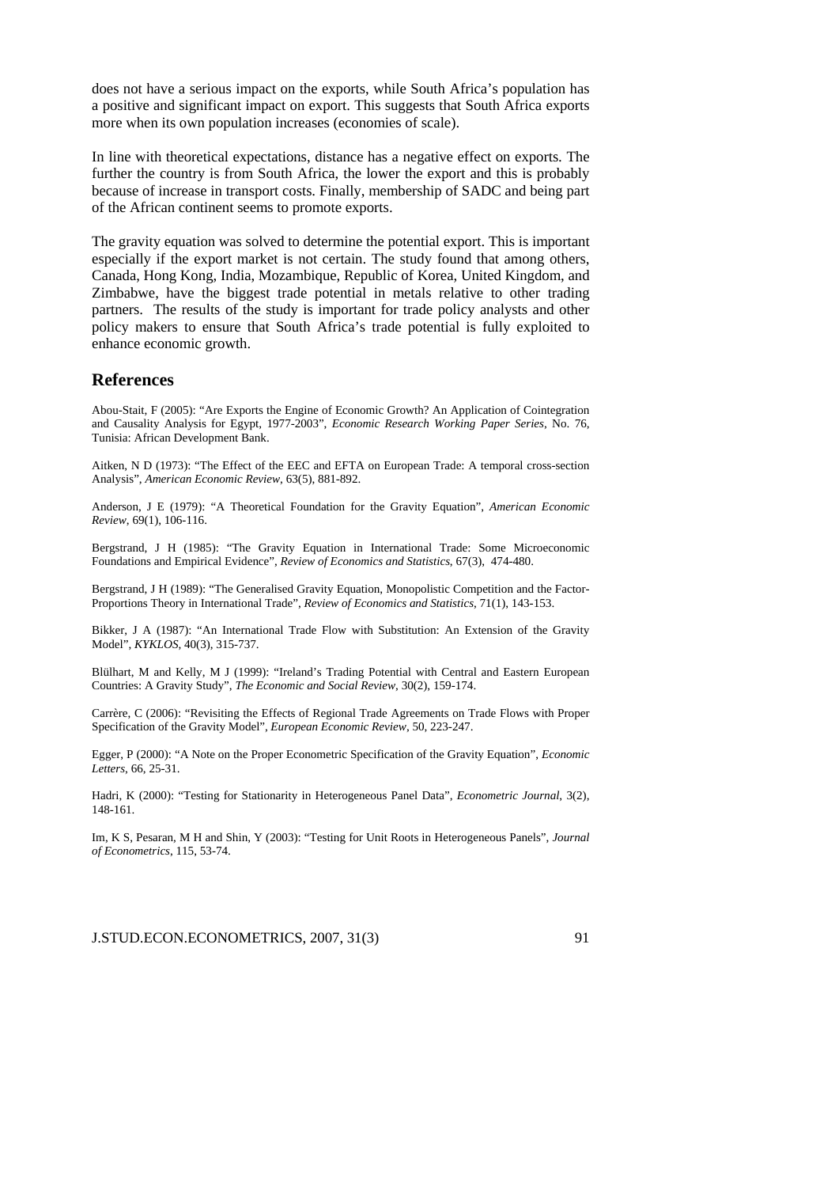does not have a serious impact on the exports, while South Africa's population has a positive and significant impact on export. This suggests that South Africa exports more when its own population increases (economies of scale).

In line with theoretical expectations, distance has a negative effect on exports. The further the country is from South Africa, the lower the export and this is probably because of increase in transport costs. Finally, membership of SADC and being part of the African continent seems to promote exports.

The gravity equation was solved to determine the potential export. This is important especially if the export market is not certain. The study found that among others, Canada, Hong Kong, India, Mozambique, Republic of Korea, United Kingdom, and Zimbabwe, have the biggest trade potential in metals relative to other trading partners. The results of the study is important for trade policy analysts and other policy makers to ensure that South Africa's trade potential is fully exploited to enhance economic growth.

## References

Abou-Stait, F (2005): "Are Exports the Engine of Economic Growth? An Application of Cointegration and Causality Analysis for Egypt, 1977-2003", *Economic Research Working Paper Series*, No. 76, Tunisia: African Development Bank.

Aitken, N D (1973): "The Effect of the EEC and EFTA on European Trade: A temporal cross-section Analysis", *American Economic Review*, 63(5), 881-892.

Anderson, J E (1979): "A Theoretical Foundation for the Gravity Equation", *American Economic Review*, 69(1), 106-116.

Bergstrand, J H (1985): "The Gravity Equation in International Trade: Some Microeconomic Foundations and Empirical Evidence", *Review of Economics and Statistics*, 67(3), 474-480.

Bergstrand, J H (1989): "The Generalised Gravity Equation, Monopolistic Competition and the Factor-Proportions Theory in International Trade", *Review of Economics and Statistics*, 71(1), 143-153.

Bikker, J A (1987): "An International Trade Flow with Substitution: An Extension of the Gravity Model", *KYKLOS*, 40(3), 315-737.

Blülhart, M and Kelly, M J (1999): "Ireland's Trading Potential with Central and Eastern European Countries: A Gravity Study", *The Economic and Social Review*, 30(2), 159-174.

Carrère, C (2006): "Revisiting the Effects of Regional Trade Agreements on Trade Flows with Proper Specification of the Gravity Model", *European Economic Review*, 50, 223-247.

Egger, P (2000): "A Note on the Proper Econometric Specification of the Gravity Equation", *Economic Letters*, 66, 25-31.

Hadri, K (2000): "Testing for Stationarity in Heterogeneous Panel Data", *Econometric Journal*, 3(2), 148-161.

Im, K S, Pesaran, M H and Shin, Y (2003): "Testing for Unit Roots in Heterogeneous Panels", *Journal of Econometrics*, 115, 53-74.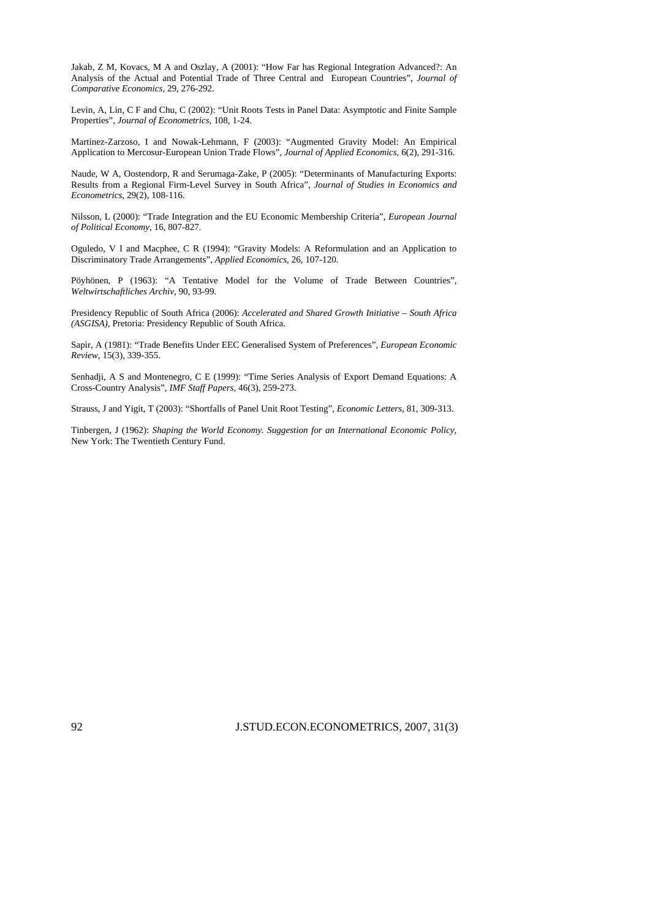Jakab, Z M, Kovacs, M A and Oszlay, A (2001): "How Far has Regional Integration Advanced?: An Analysis of the Actual and Potential Trade of Three Central and European Countries", *Journal of Comparative Economics*, 29, 276-292.

Levin, A, Lin, C F and Chu, C (2002): "Unit Roots Tests in Panel Data: Asymptotic and Finite Sample Properties", *Journal of Econometrics*, 108, 1-24.

Martinez-Zarzoso, I and Nowak-Lehmann, F (2003): "Augmented Gravity Model: An Empirical Application to Mercosur-European Union Trade Flows", *Journal of Applied Economics*, 6(2), 291-316.

Naude, W A, Oostendorp, R and Serumaga-Zake, P (2005): "Determinants of Manufacturing Exports: Results from a Regional Firm-Level Survey in South Africa", *Journal of Studies in Economics and Econometrics*, 29(2), 108-116.

Nilsson, L (2000): "Trade Integration and the EU Economic Membership Criteria", *European Journal of Political Economy*, 16, 807-827.

Oguledo, V I and Macphee, C R (1994): "Gravity Models: A Reformulation and an Application to Discriminatory Trade Arrangements", *Applied Economics*, 26, 107-120.

Pöyhönen, P (1963): "A Tentative Model for the Volume of Trade Between Countries", *Weltwirtschaftliches Archiv*, 90, 93-99.

Presidency Republic of South Africa (2006): *Accelerated and Shared Growth Initiative – South Africa (ASGISA)*, Pretoria: Presidency Republic of South Africa.

Sapir, A (1981): "Trade Benefits Under EEC Generalised System of Preferences", *European Economic Review*, 15(3), 339-355.

Senhadji, A S and Montenegro, C E (1999): "Time Series Analysis of Export Demand Equations: A Cross-Country Analysis", *IMF Staff Papers*, 46(3), 259-273.

Strauss, J and Yigit, T (2003): "Shortfalls of Panel Unit Root Testing", *Economic Letters*, 81, 309-313.

Tinbergen, J (1962): *Shaping the World Economy. Suggestion for an International Economic Policy*, New York: The Twentieth Century Fund.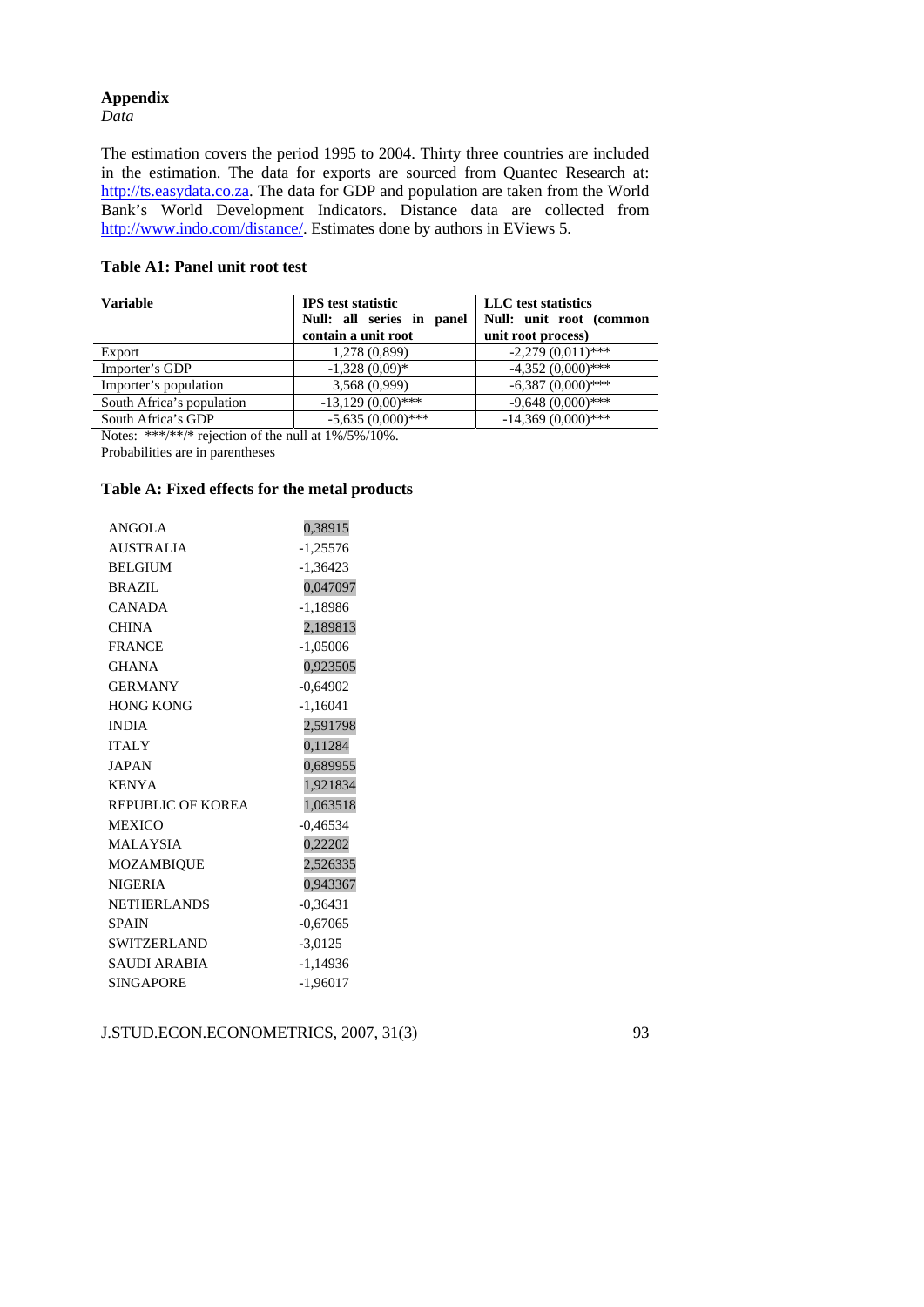**Appendix**

*Data*

The estimation covers the period 1995 to 2004. Thirty three countries are included in the estimation. The data for exports are sourced from Quantec Research at: http://ts.easydata.co.za. The data for GDP and population are taken from the World Bank's World Development Indicators. Distance data are collected from http://www.indo.com/distance/. Estimates done by authors in EViews 5.

**Table A1: Panel unit root test**

| Variable | IPS test statistic<br>Null: all series in panel contain a unit root | LLC test statistics<br>Null: unit root (common unit root process) |
|---|---|---|
| Export | 1,278 (0,899) | -2,279 (0,011)*** |
| Importer's GDP | -1,328 (0,09)* | -4,352 (0,000)*** |
| Importer's population | 3,568 (0,999) | -6,387 (0,000)*** |
| South Africa's population | -13,129 (0,00)*** | -9,648 (0,000)*** |
| South Africa's GDP | -5,635 (0,000)*** | -14,369 (0,000)*** |

Notes: ***/**/* rejection of the null at 1%/5%/10%.
Probabilities are in parentheses

**Table A: Fixed effects for the metal products**

| | |
|---|---|
| ANGOLA | 0,38915 |
| AUSTRALIA | -1,25576 |
| BELGIUM | -1,36423 |
| BRAZIL | 0,047097 |
| CANADA | -1,18986 |
| CHINA | 2,189813 |
| FRANCE | -1,05006 |
| GHANA | 0,923505 |
| GERMANY | -0,64902 |
| HONG KONG | -1,16041 |
| INDIA | 2,591798 |
| ITALY | 0,11284 |
| JAPAN | 0,689955 |
| KENYA | 1,921834 |
| REPUBLIC OF KOREA | 1,063518 |
| MEXICO | -0,46534 |
| MALAYSIA | 0,22202 |
| MOZAMBIQUE | 2,526335 |
| NIGERIA | 0,943367 |
| NETHERLANDS | -0,36431 |
| SPAIN | -0,67065 |
| SWITZERLAND | -3,0125 |
| SAUDI ARABIA | -1,14936 |
| SINGAPORE | -1,96017 |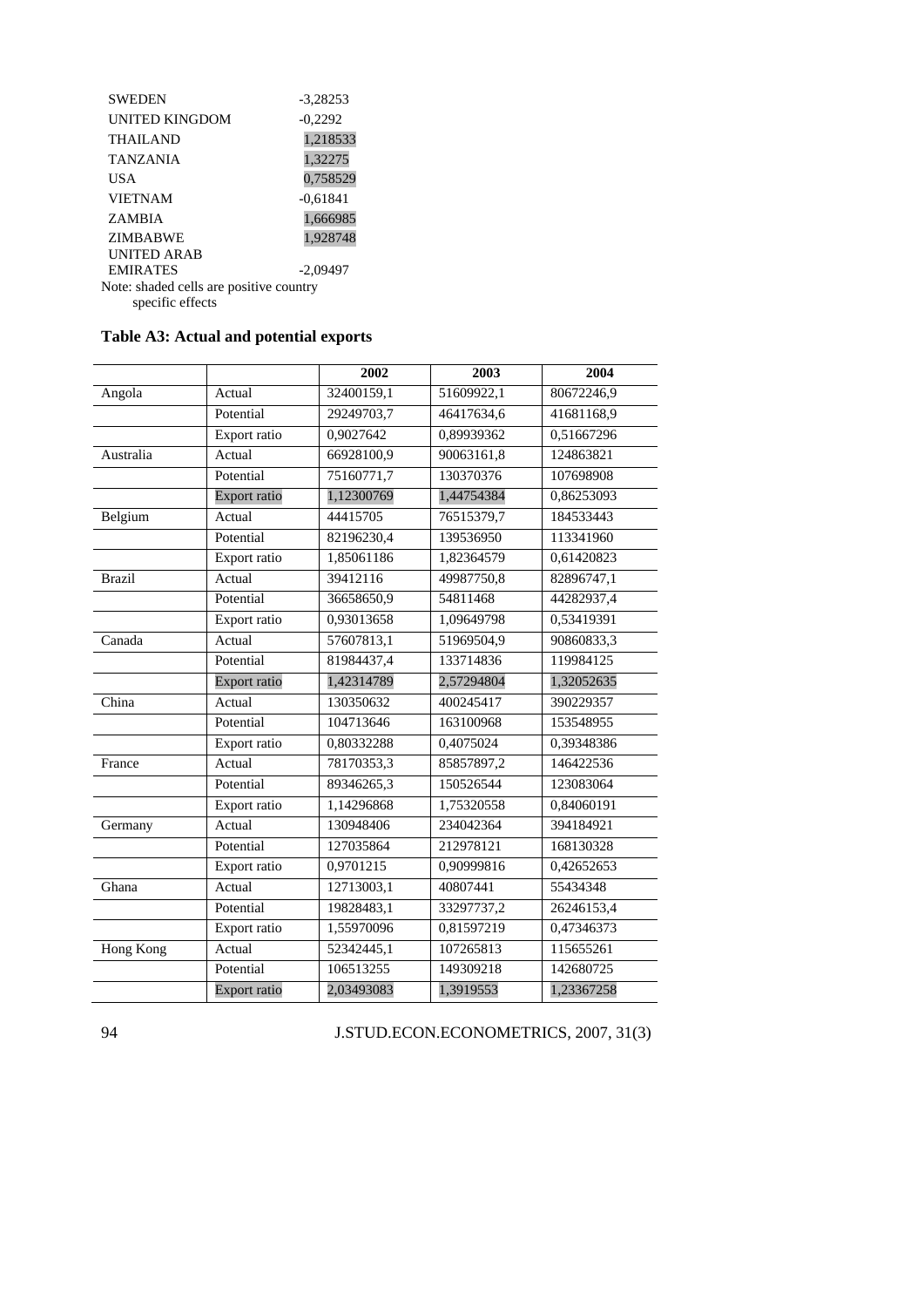| | |
|---|---|
| SWEDEN | -3,28253 |
| UNITED KINGDOM | -0,2292 |
| THAILAND | 1,218533 |
| TANZANIA | 1,32275 |
| USA | 0,758529 |
| VIETNAM | -0,61841 |
| ZAMBIA | 1,666985 |
| ZIMBABWE | 1,928748 |
| UNITED ARAB EMIRATES | -2,09497 |

Note: shaded cells are positive country specific effects

### Table A3: Actual and potential exports

| | | 2002 | 2003 | 2004 |
|---|---|---|---|---|
| Angola | Actual | 32400159,1 | 51609922,1 | 80672246,9 |
| | Potential | 29249703,7 | 46417634,6 | 41681168,9 |
| | Export ratio | 0,9027642 | 0,89939362 | 0,51667296 |
| Australia | Actual | 66928100,9 | 90063161,8 | 124863821 |
| | Potential | 75160771,7 | 130370376 | 107698908 |
| | Export ratio | 1,12300769 | 1,44754384 | 0,86253093 |
| Belgium | Actual | 44415705 | 76515379,7 | 184533443 |
| | Potential | 82196230,4 | 139536950 | 113341960 |
| | Export ratio | 1,85061186 | 1,82364579 | 0,61420823 |
| Brazil | Actual | 39412116 | 49987750,8 | 82896747,1 |
| | Potential | 36658650,9 | 54811468 | 44282937,4 |
| | Export ratio | 0,93013658 | 1,09649798 | 0,53419391 |
| Canada | Actual | 57607813,1 | 51969504,9 | 90860833,3 |
| | Potential | 81984437,4 | 133714836 | 119984125 |
| | Export ratio | 1,42314789 | 2,57294804 | 1,32052635 |
| China | Actual | 130350632 | 400245417 | 390229357 |
| | Potential | 104713646 | 163100968 | 153548955 |
| | Export ratio | 0,80332288 | 0,4075024 | 0,39348386 |
| France | Actual | 78170353,3 | 85857897,2 | 146422536 |
| | Potential | 89346265,3 | 150526544 | 123083064 |
| | Export ratio | 1,14296868 | 1,75320558 | 0,84060191 |
| Germany | Actual | 130948406 | 234042364 | 394184921 |
| | Potential | 127035864 | 212978121 | 168130328 |
| | Export ratio | 0,9701215 | 0,90999816 | 0,42652653 |
| Ghana | Actual | 12713003,1 | 40807441 | 55434348 |
| | Potential | 19828483,1 | 33297737,2 | 26246153,4 |
| | Export ratio | 1,55970096 | 0,81597219 | 0,47346373 |
| Hong Kong | Actual | 52342445,1 | 107265813 | 115655261 |
| | Potential | 106513255 | 149309218 | 142680725 |
| | Export ratio | 2,03493083 | 1,3919553 | 1,23367258 |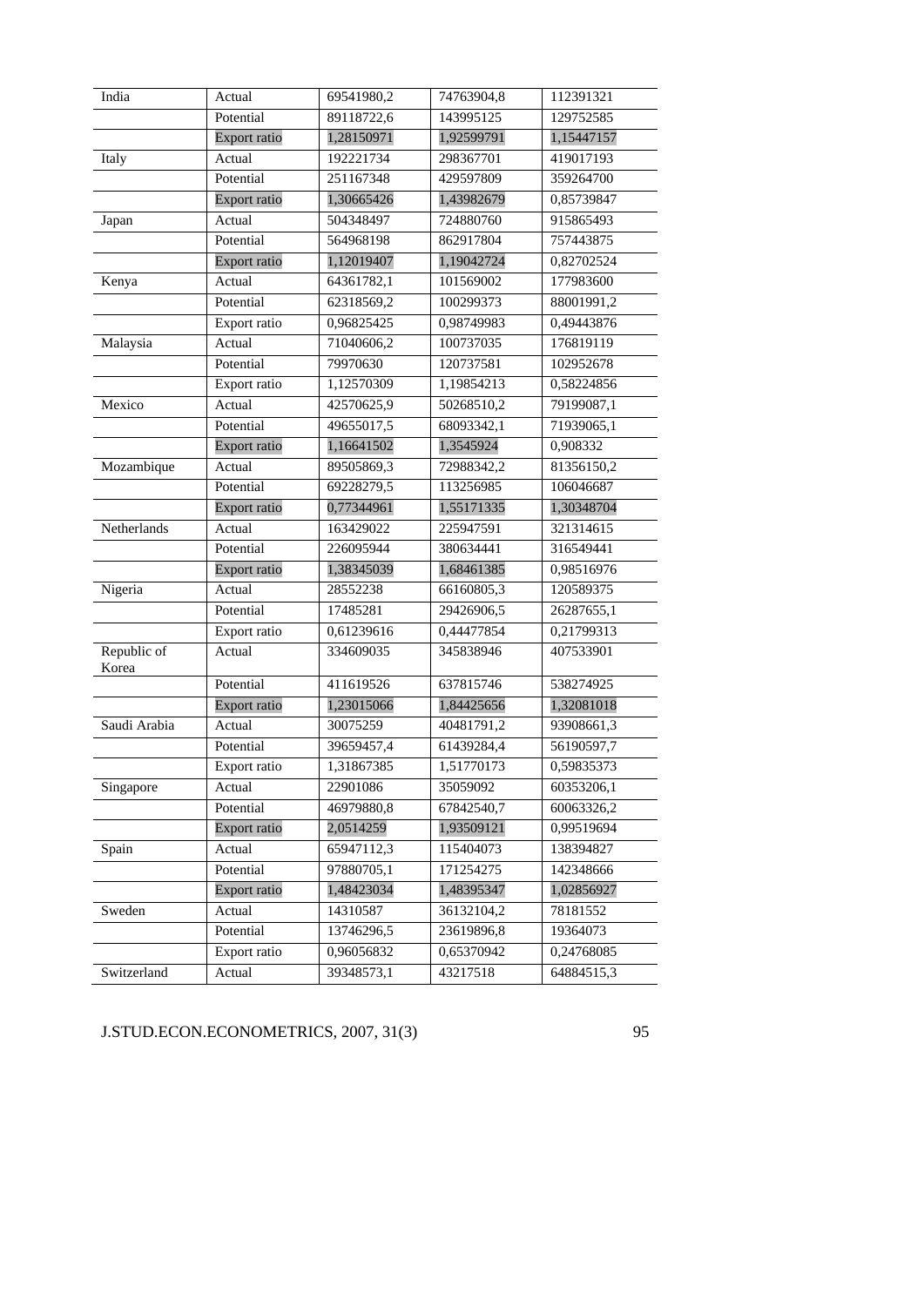| India | Actual | 69541980,2 | 74763904,8 | 112391321 |
|---|---|---|---|---|
| | Potential | 89118722,6 | 143995125 | 129752585 |
| | Export ratio | 1,28150971 | 1,92599791 | 1,15447157 |
| Italy | Actual | 192221734 | 298367701 | 419017193 |
| | Potential | 251167348 | 429597809 | 359264700 |
| | Export ratio | 1,30665426 | 1,43982679 | 0,85739847 |
| Japan | Actual | 504348497 | 724880760 | 915865493 |
| | Potential | 564968198 | 862917804 | 757443875 |
| | Export ratio | 1,12019407 | 1,19042724 | 0,82702524 |
| Kenya | Actual | 64361782,1 | 101569002 | 177983600 |
| | Potential | 62318569,2 | 100299373 | 88001991,2 |
| | Export ratio | 0,96825425 | 0,98749983 | 0,49443876 |
| Malaysia | Actual | 71040606,2 | 100737035 | 176819119 |
| | Potential | 79970630 | 120737581 | 102952678 |
| | Export ratio | 1,12570309 | 1,19854213 | 0,58224856 |
| Mexico | Actual | 42570625,9 | 50268510,2 | 79199087,1 |
| | Potential | 49655017,5 | 68093342,1 | 71939065,1 |
| | Export ratio | 1,16641502 | 1,3545924 | 0,908332 |
| Mozambique | Actual | 89505869,3 | 72988342,2 | 81356150,2 |
| | Potential | 69228279,5 | 113256985 | 106046687 |
| | Export ratio | 0,77344961 | 1,55171335 | 1,30348704 |
| Netherlands | Actual | 163429022 | 225947591 | 321314615 |
| | Potential | 226095944 | 380634441 | 316549441 |
| | Export ratio | 1,38345039 | 1,68461385 | 0,98516976 |
| Nigeria | Actual | 28552238 | 66160805,3 | 120589375 |
| | Potential | 17485281 | 29426906,5 | 26287655,1 |
| | Export ratio | 0,61239616 | 0,44477854 | 0,21799313 |
| Republic of Korea | Actual | 334609035 | 345838946 | 407533901 |
| | Potential | 411619526 | 637815746 | 538274925 |
| | Export ratio | 1,23015066 | 1,84425656 | 1,32081018 |
| Saudi Arabia | Actual | 30075259 | 40481791,2 | 93908661,3 |
| | Potential | 39659457,4 | 61439284,4 | 56190597,7 |
| | Export ratio | 1,31867385 | 1,51770173 | 0,59835373 |
| Singapore | Actual | 22901086 | 35059092 | 60353206,1 |
| | Potential | 46979880,8 | 67842540,7 | 60063326,2 |
| | Export ratio | 2,0514259 | 1,93509121 | 0,99519694 |
| Spain | Actual | 65947112,3 | 115404073 | 138394827 |
| | Potential | 97880705,1 | 171254275 | 142348666 |
| | Export ratio | 1,48423034 | 1,48395347 | 1,02856927 |
| Sweden | Actual | 14310587 | 36132104,2 | 78181552 |
| | Potential | 13746296,5 | 23619896,8 | 19364073 |
| | Export ratio | 0,96056832 | 0,65370942 | 0,24768085 |
| Switzerland | Actual | 39348573,1 | 43217518 | 64884515,3 |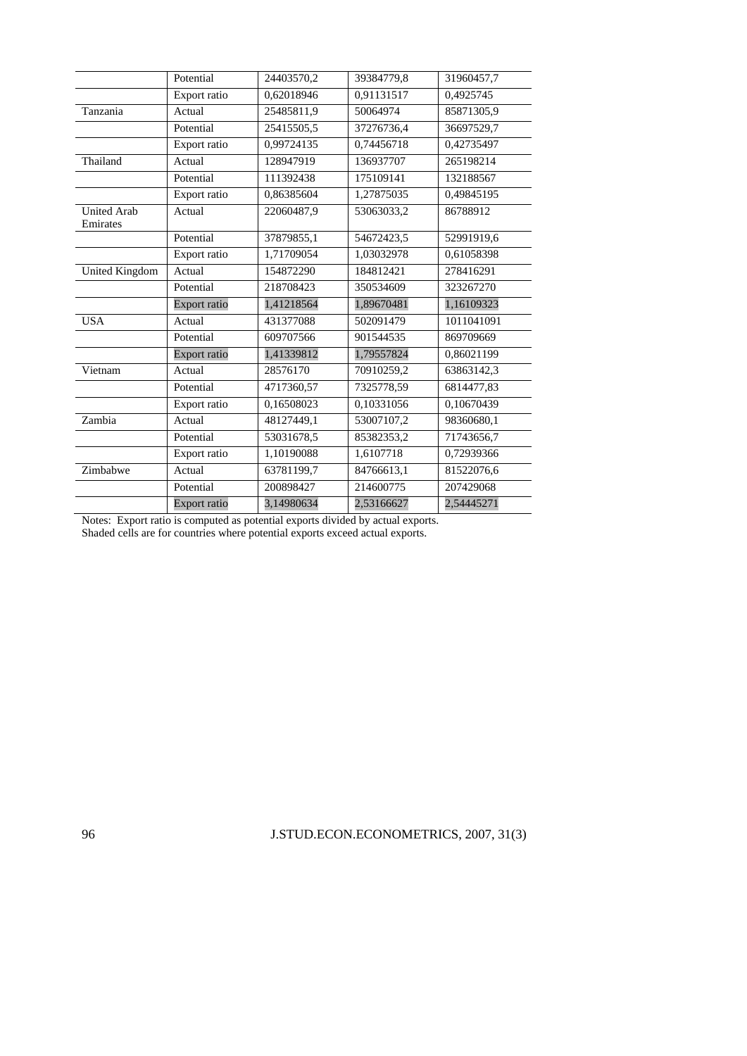| | | | | |
|---|---|---|---|---|
| | Potential | 24403570,2 | 39384779,8 | 31960457,7 |
| | Export ratio | 0,62018946 | 0,91131517 | 0,4925745 |
| Tanzania | Actual | 25485811,9 | 50064974 | 85871305,9 |
| | Potential | 25415505,5 | 37276736,4 | 36697529,7 |
| | Export ratio | 0,99724135 | 0,74456718 | 0,42735497 |
| Thailand | Actual | 128947919 | 136937707 | 265198214 |
| | Potential | 111392438 | 175109141 | 132188567 |
| | Export ratio | 0,86385604 | 1,27875035 | 0,49845195 |
| United Arab Emirates | Actual | 22060487,9 | 53063033,2 | 86788912 |
| | Potential | 37879855,1 | 54672423,5 | 52991919,6 |
| | Export ratio | 1,71709054 | 1,03032978 | 0,61058398 |
| United Kingdom | Actual | 154872290 | 184812421 | 278416291 |
| | Potential | 218708423 | 350534609 | 323267270 |
| | Export ratio | 1,41218564 | 1,89670481 | 1,16109323 |
| USA | Actual | 431377088 | 502091479 | 1011041091 |
| | Potential | 609707566 | 901544535 | 869709669 |
| | Export ratio | 1,41339812 | 1,79557824 | 0,86021199 |
| Vietnam | Actual | 28576170 | 70910259,2 | 63863142,3 |
| | Potential | 4717360,57 | 7325778,59 | 6814477,83 |
| | Export ratio | 0,16508023 | 0,10331056 | 0,10670439 |
| Zambia | Actual | 48127449,1 | 53007107,2 | 98360680,1 |
| | Potential | 53031678,5 | 85382353,2 | 71743656,7 |
| | Export ratio | 1,10190088 | 1,6107718 | 0,72939366 |
| Zimbabwe | Actual | 63781199,7 | 84766613,1 | 81522076,6 |
| | Potential | 200898427 | 214600775 | 207429068 |
| | Export ratio | 3,14980634 | 2,53166627 | 2,54445271 |

Notes: Export ratio is computed as potential exports divided by actual exports.
Shaded cells are for countries where potential exports exceed actual exports.